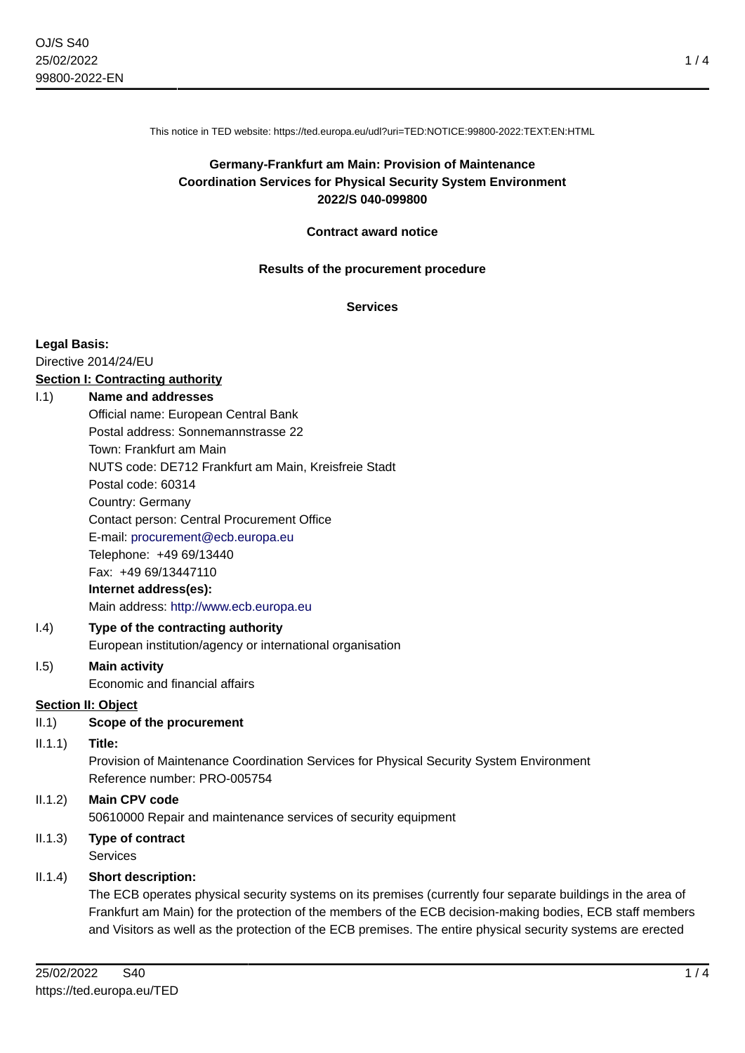This notice in TED website: https://ted.europa.eu/udl?uri=TED:NOTICE:99800-2022:TEXT:EN:HTML

**Germany-Frankfurt am Main: Provision of Maintenance Coordination Services for Physical Security System Environment**
**2022/S 040-099800**

**Contract award notice**

**Results of the procurement procedure**

**Services**

**Legal Basis:**
Directive 2014/24/EU

**Section I: Contracting authority**

I.1) **Name and addresses**
Official name: European Central Bank
Postal address: Sonnemannstrasse 22
Town: Frankfurt am Main
NUTS code: DE712 Frankfurt am Main, Kreisfreie Stadt
Postal code: 60314
Country: Germany
Contact person: Central Procurement Office
E-mail: procurement@ecb.europa.eu
Telephone: +49 69/13440
Fax: +49 69/13447110
**Internet address(es):**
Main address: http://www.ecb.europa.eu

I.4) **Type of the contracting authority**
European institution/agency or international organisation

I.5) **Main activity**
Economic and financial affairs

**Section II: Object**

II.1) **Scope of the procurement**

II.1.1) **Title:**
Provision of Maintenance Coordination Services for Physical Security System Environment
Reference number: PRO-005754

II.1.2) **Main CPV code**
50610000 Repair and maintenance services of security equipment

II.1.3) **Type of contract**
Services

II.1.4) **Short description:**
The ECB operates physical security systems on its premises (currently four separate buildings in the area of Frankfurt am Main) for the protection of the members of the ECB decision-making bodies, ECB staff members and Visitors as well as the protection of the ECB premises. The entire physical security systems are erected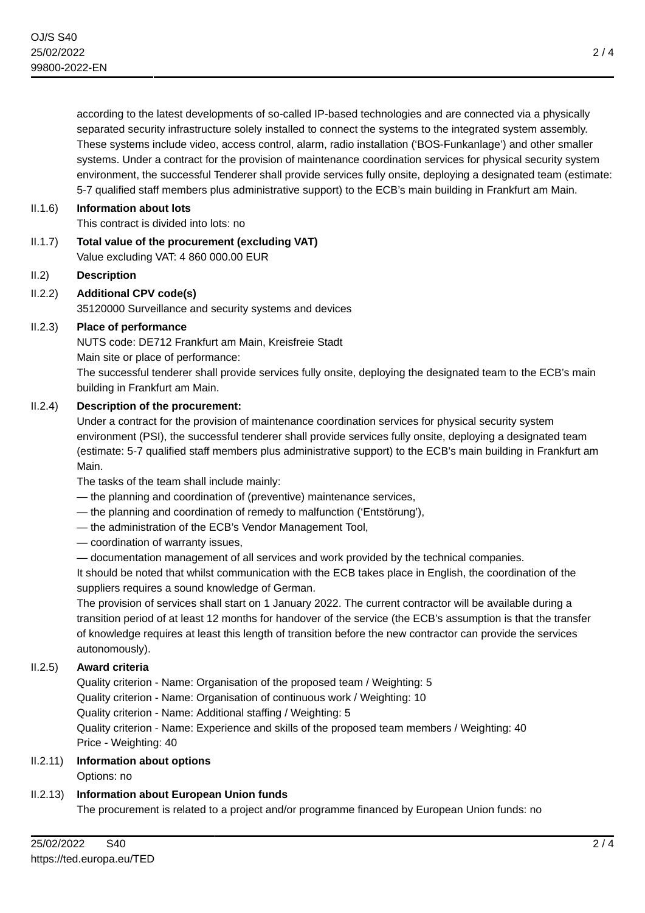according to the latest developments of so-called IP-based technologies and are connected via a physically separated security infrastructure solely installed to connect the systems to the integrated system assembly. These systems include video, access control, alarm, radio installation ('BOS-Funkanlage') and other smaller systems. Under a contract for the provision of maintenance coordination services for physical security system environment, the successful Tenderer shall provide services fully onsite, deploying a designated team (estimate: 5-7 qualified staff members plus administrative support) to the ECB's main building in Frankfurt am Main.

II.1.6) **Information about lots**

This contract is divided into lots: no

II.1.7) **Total value of the procurement (excluding VAT)**

Value excluding VAT: 4 860 000.00 EUR

II.2) **Description**

II.2.2) **Additional CPV code(s)**

35120000 Surveillance and security systems and devices

II.2.3) **Place of performance**

NUTS code: DE712 Frankfurt am Main, Kreisfreie Stadt

Main site or place of performance:

The successful tenderer shall provide services fully onsite, deploying the designated team to the ECB's main building in Frankfurt am Main.

II.2.4) **Description of the procurement:**

Under a contract for the provision of maintenance coordination services for physical security system environment (PSI), the successful tenderer shall provide services fully onsite, deploying a designated team (estimate: 5-7 qualified staff members plus administrative support) to the ECB's main building in Frankfurt am Main.

The tasks of the team shall include mainly:

— the planning and coordination of (preventive) maintenance services,

— the planning and coordination of remedy to malfunction ('Entstörung'),

— the administration of the ECB's Vendor Management Tool,

— coordination of warranty issues,

— documentation management of all services and work provided by the technical companies.

It should be noted that whilst communication with the ECB takes place in English, the coordination of the suppliers requires a sound knowledge of German.

The provision of services shall start on 1 January 2022. The current contractor will be available during a transition period of at least 12 months for handover of the service (the ECB's assumption is that the transfer of knowledge requires at least this length of transition before the new contractor can provide the services autonomously).

II.2.5) **Award criteria**

Quality criterion - Name: Organisation of the proposed team / Weighting: 5

Quality criterion - Name: Organisation of continuous work / Weighting: 10

Quality criterion - Name: Additional staffing / Weighting: 5

Quality criterion - Name: Experience and skills of the proposed team members / Weighting: 40

Price - Weighting: 40

II.2.11) **Information about options**

Options: no

II.2.13) **Information about European Union funds**

The procurement is related to a project and/or programme financed by European Union funds: no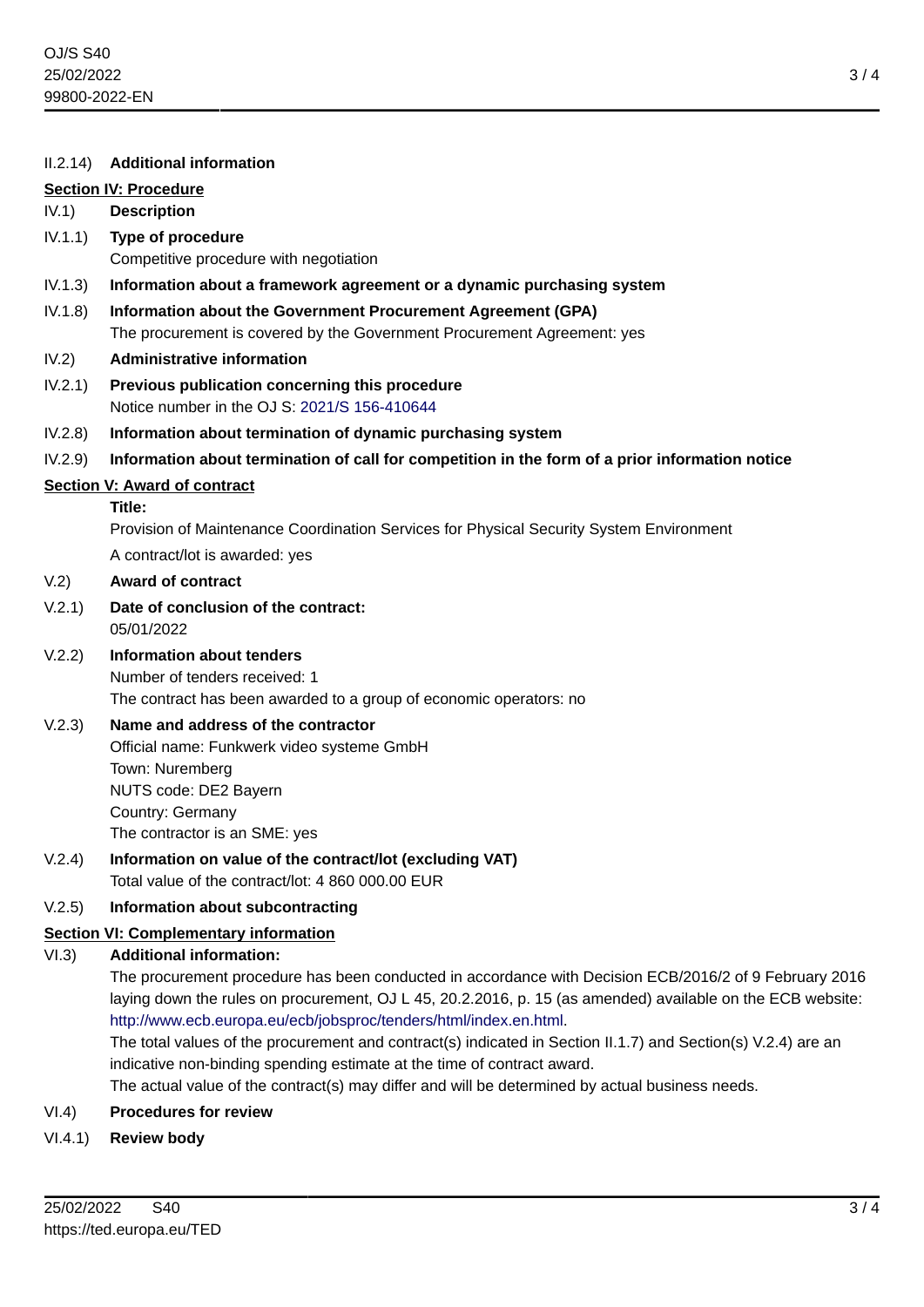II.2.14) **Additional information**

## Section IV: Procedure

IV.1) **Description**

IV.1.1) **Type of procedure**

Competitive procedure with negotiation

IV.1.3) **Information about a framework agreement or a dynamic purchasing system**

IV.1.8) **Information about the Government Procurement Agreement (GPA)**

The procurement is covered by the Government Procurement Agreement: yes

IV.2) **Administrative information**

IV.2.1) **Previous publication concerning this procedure**

Notice number in the OJ S: 2021/S 156-410644

IV.2.8) **Information about termination of dynamic purchasing system**

IV.2.9) **Information about termination of call for competition in the form of a prior information notice**

## Section V: Award of contract

**Title:**

Provision of Maintenance Coordination Services for Physical Security System Environment

A contract/lot is awarded: yes

V.2) **Award of contract**

V.2.1) **Date of conclusion of the contract:**

05/01/2022

V.2.2) **Information about tenders**

Number of tenders received: 1

The contract has been awarded to a group of economic operators: no

V.2.3) **Name and address of the contractor**

Official name: Funkwerk video systeme GmbH

Town: Nuremberg

NUTS code: DE2 Bayern

Country: Germany

The contractor is an SME: yes

V.2.4) **Information on value of the contract/lot (excluding VAT)**

Total value of the contract/lot: 4 860 000.00 EUR

V.2.5) **Information about subcontracting**

## Section VI: Complementary information

VI.3) **Additional information:**

The procurement procedure has been conducted in accordance with Decision ECB/2016/2 of 9 February 2016 laying down the rules on procurement, OJ L 45, 20.2.2016, p. 15 (as amended) available on the ECB website: http://www.ecb.europa.eu/ecb/jobsproc/tenders/html/index.en.html.

The total values of the procurement and contract(s) indicated in Section II.1.7) and Section(s) V.2.4) are an indicative non-binding spending estimate at the time of contract award.

The actual value of the contract(s) may differ and will be determined by actual business needs.

VI.4) **Procedures for review**

VI.4.1) **Review body**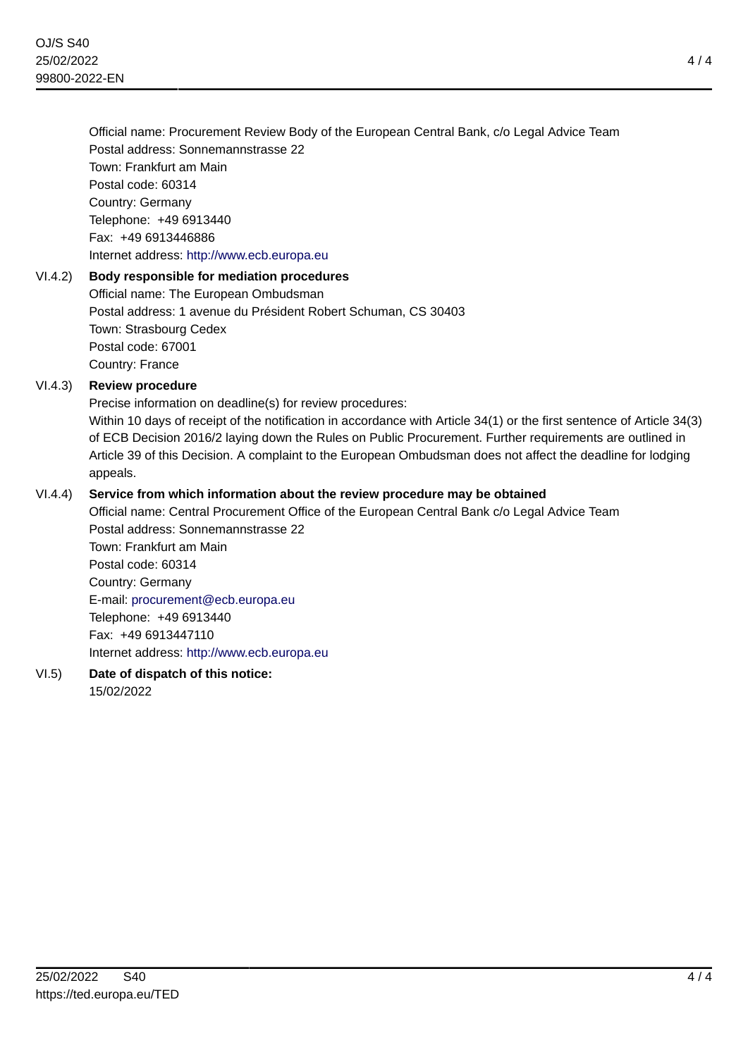Official name: Procurement Review Body of the European Central Bank, c/o Legal Advice Team
Postal address: Sonnemannstrasse 22
Town: Frankfurt am Main
Postal code: 60314
Country: Germany
Telephone: +49 6913440
Fax: +49 6913446886
Internet address: http://www.ecb.europa.eu

VI.4.2) **Body responsible for mediation procedures**

Official name: The European Ombudsman
Postal address: 1 avenue du Président Robert Schuman, CS 30403
Town: Strasbourg Cedex
Postal code: 67001
Country: France

VI.4.3) **Review procedure**

Precise information on deadline(s) for review procedures:
Within 10 days of receipt of the notification in accordance with Article 34(1) or the first sentence of Article 34(3) of ECB Decision 2016/2 laying down the Rules on Public Procurement. Further requirements are outlined in Article 39 of this Decision. A complaint to the European Ombudsman does not affect the deadline for lodging appeals.

VI.4.4) **Service from which information about the review procedure may be obtained**

Official name: Central Procurement Office of the European Central Bank c/o Legal Advice Team
Postal address: Sonnemannstrasse 22
Town: Frankfurt am Main
Postal code: 60314
Country: Germany
E-mail: procurement@ecb.europa.eu
Telephone: +49 6913440
Fax: +49 6913447110
Internet address: http://www.ecb.europa.eu

VI.5) **Date of dispatch of this notice:**

15/02/2022